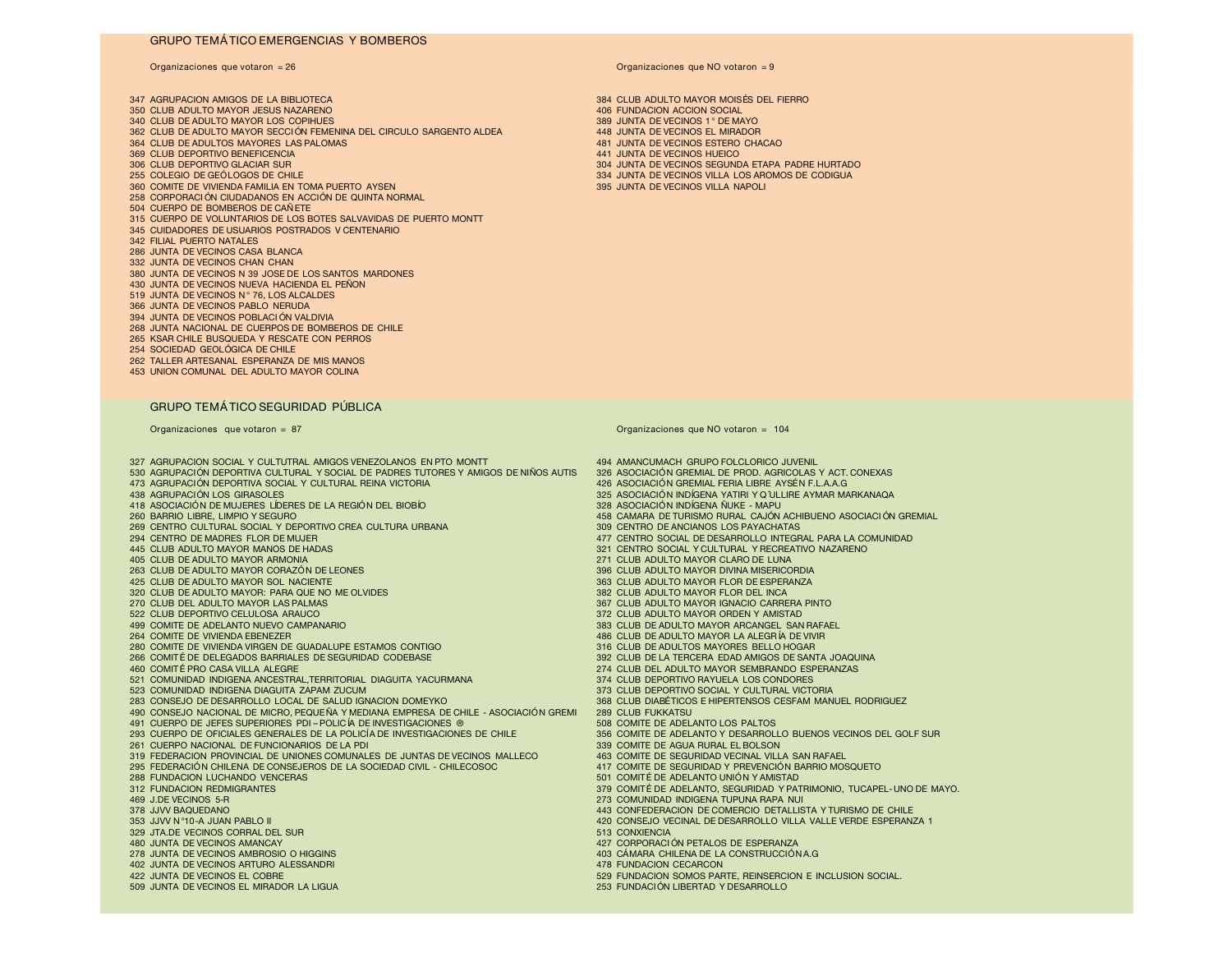## GRUPO TEMÁTICO EMERGENCIAS Y BOMBEROS

Organizaciones que votaron = 26

347 AGRUPACION AMIGOS DE LA BIBLIOTECA
350 CLUB ADULTO MAYOR JESUS NAZARENO
340 CLUB DE ADULTO MAYOR LOS COPIHUES
362 CLUB DE ADULTO MAYOR SECCIÓN FEMENINA DEL CIRCULO SARGENTO ALDEA
364 CLUB DE ADULTOS MAYORES LAS PALOMAS
369 CLUB DEPORTIVO BENEFICENCIA
306 CLUB DEPORTIVO GLACIAR SUR
255 COLEGIO DE GEÓLOGOS DE CHILE
360 COMITE DE VIVIENDA FAMILIA EN TOMA PUERTO AYSEN
258 CORPORACIÓN CIUDADANOS EN ACCIÓN DE QUINTA NORMAL
504 CUERPO DE BOMBEROS DE CAÑETE
315 CUERPO DE VOLUNTARIOS DE LOS BOTES SALVAVIDAS DE PUERTO MONTT
345 CUIDADORES DE USUARIOS POSTRADOS V CENTENARIO
342 FILIAL PUERTO NATALES
286 JUNTA DE VECINOS CASA BLANCA
332 JUNTA DE VECINOS CHAN CHAN
380 JUNTA DE VECINOS N 39 JOSE DE LOS SANTOS MARDONES
430 JUNTA DE VECINOS NUEVA HACIENDA EL PEÑON
519 JUNTA DE VECINOS N° 76, LOS ALCALDES
366 JUNTA DE VECINOS PABLO NERUDA
394 JUNTA DE VECINOS POBLACIÓN VALDIVIA
268 JUNTA NACIONAL DE CUERPOS DE BOMBEROS DE CHILE
265 KSAR CHILE BUSQUEDA Y RESCATE CON PERROS
254 SOCIEDAD GEOLÓGICA DE CHILE
262 TALLER ARTESANAL ESPERANZA DE MIS MANOS
453 UNION COMUNAL DEL ADULTO MAYOR COLINA

Organizaciones que NO votaron = 9

384 CLUB ADULTO MAYOR MOISÉS DEL FIERRO
406 FUNDACION ACCION SOCIAL
389 JUNTA DE VECINOS 1° DE MAYO
448 JUNTA DE VECINOS EL MIRADOR
481 JUNTA DE VECINOS ESTERO CHACAO
441 JUNTA DE VECINOS HUEICO
304 JUNTA DE VECINOS SEGUNDA ETAPA PADRE HURTADO
334 JUNTA DE VECINOS VILLA LOS AROMOS DE CODIGUA
395 JUNTA DE VECINOS VILLA NAPOLI

## GRUPO TEMÁTICO SEGURIDAD PÚBLICA

Organizaciones que votaron = 87

327 AGRUPACION SOCIAL Y CULTUTRAL AMIGOS VENEZOLANOS EN PTO MONTT
530 AGRUPACIÓN DEPORTIVA CULTURAL Y SOCIAL DE PADRES TUTORES Y AMIGOS DE NIÑOS AUTIS
473 AGRUPACIÓN DEPORTIVA SOCIAL Y CULTURAL REINA VICTORIA
438 AGRUPACIÓN LOS GIRASOLES
418 ASOCIACIÓN DE MUJERES LÍDERES DE LA REGIÓN DEL BIOBÍO
260 BARRIO LIBRE, LIMPIO Y SEGURO
269 CENTRO CULTURAL SOCIAL Y DEPORTIVO CREA CULTURA URBANA
294 CENTRO DE MADRES FLOR DE MUJER
445 CLUB ADULTO MAYOR MANOS DE HADAS
405 CLUB DE ADULTO MAYOR ARMONIA
263 CLUB DE ADULTO MAYOR CORAZÓN DE LEONES
425 CLUB DE ADULTO MAYOR SOL NACIENTE
320 CLUB DE ADULTO MAYOR: PARA QUE NO ME OLVIDES
270 CLUB DEL ADULTO MAYOR LAS PALMAS
522 CLUB DEPORTIVO CELULOSA ARAUCO
499 COMITE DE ADELANTO NUEVO CAMPANARIO
264 COMITE DE VIVIENDA EBENEZER
280 COMITE DE VIVIENDA VIRGEN DE GUADALUPE ESTAMOS CONTIGO
266 COMITÉ DE DELEGADOS BARRIALES DE SEGURIDAD CODEBASE
460 COMITÉ PRO CASA VILLA ALEGRE
521 COMUNIDAD INDIGENA ANCESTRAL,TERRITORIAL DIAGUITA YACURMANA
523 COMUNIDAD INDIGENA DIAGUITA ZAPAM ZUCUM
283 CONSEJO DE DESARROLLO LOCAL DE SALUD IGNACION DOMEYKO
490 CONSEJO NACIONAL DE MICRO, PEQUEÑA Y MEDIANA EMPRESA DE CHILE - ASOCIACIÓN GREMI
491 CUERPO DE JEFES SUPERIORES PDI – POLICÍA DE INVESTIGACIONES ®
293 CUERPO DE OFICIALES GENERALES DE LA POLICÍA DE INVESTIGACIONES DE CHILE
261 CUERPO NACIONAL DE FUNCIONARIOS DE LA PDI
319 FEDERACION PROVINCIAL DE UNIONES COMUNALES DE JUNTAS DE VECINOS MALLECO
295 FEDERACIÓN CHILENA DE CONSEJEROS DE LA SOCIEDAD CIVIL - CHILECOSOC
288 FUNDACION LUCHANDO VENCERAS
312 FUNDACION REDMIGRANTES
469 J.DE VECINOS 5-R
378 JJVV BAQUEDANO
353 JJVV N°10-A JUAN PABLO II
329 JTA.DE VECINOS CORRAL DEL SUR
480 JUNTA DE VECINOS AMANCAY
278 JUNTA DE VECINOS AMBROSIO O HIGGINS
402 JUNTA DE VECINOS ARTURO ALESSANDRI
422 JUNTA DE VECINOS EL COBRE
509 JUNTA DE VECINOS EL MIRADOR LA LIGUA

Organizaciones que NO votaron = 104

494 AMANCUMACH GRUPO FOLCLORICO JUVENIL
326 ASOCIACIÓN GREMIAL DE PROD. AGRICOLAS Y ACT. CONEXAS
426 ASOCIACIÓN GREMIAL FERIA LIBRE AYSÉN F.L.A.A.G
325 ASOCIACIÓN INDÍGENA YATIRI Y Q´ULLIRE AYMAR MARKANAQA
328 ASOCIACIÓN INDÍGENA ÑUKE - MAPU
458 CAMARA DE TURISMO RURAL CAJÓN ACHIBUENO ASOCIACIÓN GREMIAL
309 CENTRO DE ANCIANOS LOS PAYACHATAS
477 CENTRO SOCIAL DE DESARROLLO INTEGRAL PARA LA COMUNIDAD
321 CENTRO SOCIAL Y CULTURAL Y RECREATIVO NAZARENO
271 CLUB ADULTO MAYOR CLARO DE LUNA
396 CLUB ADULTO MAYOR DIVINA MISERICORDIA
363 CLUB ADULTO MAYOR FLOR DE ESPERANZA
382 CLUB ADULTO MAYOR FLOR DEL INCA
367 CLUB ADULTO MAYOR IGNACIO CARRERA PINTO
372 CLUB ADULTO MAYOR ORDEN Y AMISTAD
383 CLUB DE ADULTO MAYOR ARCANGEL SAN RAFAEL
486 CLUB DE ADULTO MAYOR LA ALEGRÍA DE VIVIR
316 CLUB DE ADULTOS MAYORES BELLO HOGAR
392 CLUB DE LA TERCERA EDAD AMIGOS DE SANTA JOAQUINA
274 CLUB DEL ADULTO MAYOR SEMBRANDO ESPERANZAS
374 CLUB DEPORTIVO RAYUELA LOS CONDORES
373 CLUB DEPORTIVO SOCIAL Y CULTURAL VICTORIA
368 CLUB DIABÉTICOS E HIPERTENSOS CESFAM MANUEL RODRIGUEZ
289 CLUB FUKKATSU
508 COMITE DE ADELANTO LOS PALTOS
356 COMITE DE ADELANTO Y DESARROLLO BUENOS VECINOS DEL GOLF SUR
339 COMITE DE AGUA RURAL EL BOLSON
463 COMITE DE SEGURIDAD VECINAL VILLA SAN RAFAEL
417 COMITE DE SEGURIDAD Y PREVENCIÓN BARRIO MOSQUETO
501 COMITÉ DE ADELANTO UNIÓN Y AMISTAD
379 COMITÉ DE ADELANTO, SEGURIDAD Y PATRIMONIO, TUCAPEL- UNO DE MAYO.
273 COMUNIDAD INDIGENA TUPUNA RAPA NUI
443 CONFEDERACION DE COMERCIO DETALLISTA Y TURISMO DE CHILE
420 CONSEJO VECINAL DE DESARROLLO VILLA VALLE VERDE ESPERANZA 1
513 CONXIENCIA
427 CORPORACIÓN PETALOS DE ESPERANZA
403 CÁMARA CHILENA DE LA CONSTRUCCIÓN A.G
478 FUNDACION CECARCON
529 FUNDACION SOMOS PARTE, REINSERCION E INCLUSION SOCIAL.
253 FUNDACIÓN LIBERTAD Y DESARROLLO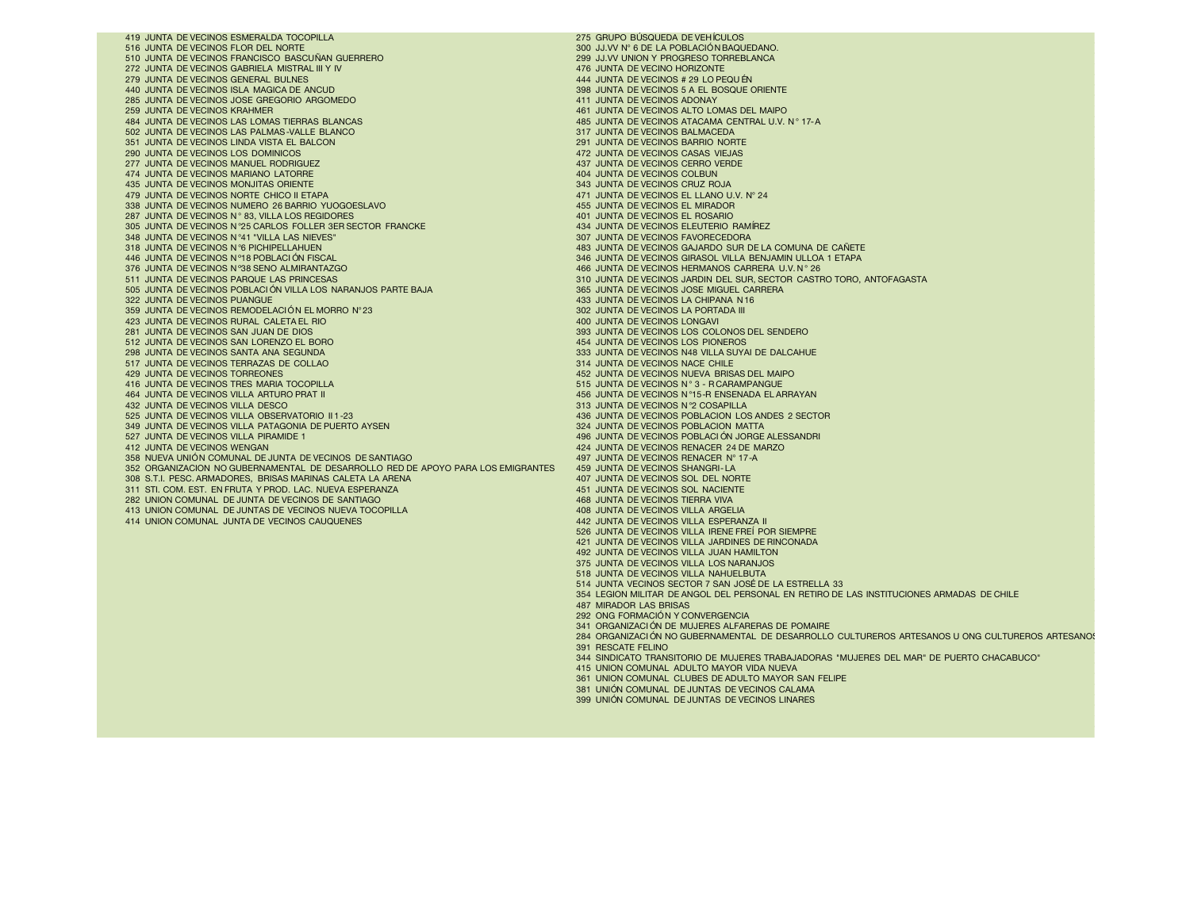419 JUNTA DE VECINOS ESMERALDA TOCOPILLA
516 JUNTA DE VECINOS FLOR DEL NORTE
510 JUNTA DE VECINOS FRANCISCO BASCUÑAN GUERRERO
272 JUNTA DE VECINOS GABRIELA MISTRAL III Y IV
279 JUNTA DE VECINOS GENERAL BULNES
440 JUNTA DE VECINOS ISLA MAGICA DE ANCUD
285 JUNTA DE VECINOS JOSE GREGORIO ARGOMEDO
259 JUNTA DE VECINOS KRAHMER
484 JUNTA DE VECINOS LAS LOMAS TIERRAS BLANCAS
502 JUNTA DE VECINOS LAS PALMAS-VALLE BLANCO
351 JUNTA DE VECINOS LINDA VISTA EL BALCON
290 JUNTA DE VECINOS LOS DOMINICOS
277 JUNTA DE VECINOS MANUEL RODRIGUEZ
474 JUNTA DE VECINOS MARIANO LATORRE
435 JUNTA DE VECINOS MONJITAS ORIENTE
479 JUNTA DE VECINOS NORTE CHICO II ETAPA
338 JUNTA DE VECINOS NUMERO 26 BARRIO YUOGOESLAVO
287 JUNTA DE VECINOS N° 83, VILLA LOS REGIDORES
305 JUNTA DE VECINOS N°25 CARLOS FOLLER 3ER SECTOR FRANCKE
348 JUNTA DE VECINOS N°41 "VILLA LAS NIEVES"
318 JUNTA DE VECINOS N°6 PICHIPELLAHUEN
446 JUNTA DE VECINOS N°18 POBLACIÓN FISCAL
376 JUNTA DE VECINOS N°38 SENO ALMIRANTAZGO
511 JUNTA DE VECINOS PARQUE LAS PRINCESAS
505 JUNTA DE VECINOS POBLACIÓN VILLA LOS NARANJOS PARTE BAJA
322 JUNTA DE VECINOS PUANGUE
359 JUNTA DE VECINOS REMODELACIÓN EL MORRO N°23
423 JUNTA DE VECINOS RURAL CALETA EL RIO
281 JUNTA DE VECINOS SAN JUAN DE DIOS
512 JUNTA DE VECINOS SAN LORENZO EL BORO
298 JUNTA DE VECINOS SANTA ANA SEGUNDA
517 JUNTA DE VECINOS TERRAZAS DE COLLAO
429 JUNTA DE VECINOS TORREONES
416 JUNTA DE VECINOS TRES MARIA TOCOPILLA
464 JUNTA DE VECINOS VILLA ARTURO PRAT II
432 JUNTA DE VECINOS VILLA DESCO
525 JUNTA DE VECINOS VILLA OBSERVATORIO II 1-23
349 JUNTA DE VECINOS VILLA PATAGONIA DE PUERTO AYSEN
527 JUNTA DE VECINOS VILLA PIRAMIDE 1
412 JUNTA DE VECINOS WENGAN
358 NUEVA UNIÓN COMUNAL DE JUNTA DE VECINOS DE SANTIAGO
352 ORGANIZACION NO GUBERNAMENTAL DE DESARROLLO RED DE APOYO PARA LOS EMIGRANTES
308 S.T.I. PESC. ARMADORES, BRISAS MARINAS CALETA LA ARENA
311 STI. COM. EST. EN FRUTA Y PROD. LAC. NUEVA ESPERANZA
282 UNION COMUNAL DE JUNTA DE VECINOS DE SANTIAGO
413 UNION COMUNAL DE JUNTAS DE VECINOS NUEVA TOCOPILLA
414 UNION COMUNAL JUNTA DE VECINOS CAUQUENES
275 GRUPO BÚSQUEDA DE VEHÍCULOS
300 JJ.VV N° 6 DE LA POBLACIÓN BAQUEDANO.
299 JJ.VV UNION Y PROGRESO TORREBLANCA
476 JUNTA DE VECINO HORIZONTE
444 JUNTA DE VECINOS # 29 LO PEQUÉN
398 JUNTA DE VECINOS 5 A EL BOSQUE ORIENTE
411 JUNTA DE VECINOS ADONAY
461 JUNTA DE VECINOS ALTO LOMAS DEL MAIPO
485 JUNTA DE VECINOS ATACAMA CENTRAL U.V. N° 17-A
317 JUNTA DE VECINOS BALMACEDA
291 JUNTA DE VECINOS BARRIO NORTE
472 JUNTA DE VECINOS CASAS VIEJAS
437 JUNTA DE VECINOS CERRO VERDE
404 JUNTA DE VECINOS COLBUN
343 JUNTA DE VECINOS CRUZ ROJA
471 JUNTA DE VECINOS EL LLANO U.V. N° 24
455 JUNTA DE VECINOS EL MIRADOR
401 JUNTA DE VECINOS EL ROSARIO
434 JUNTA DE VECINOS ELEUTERIO RAMÍREZ
307 JUNTA DE VECINOS FAVORECEDORA
483 JUNTA DE VECINOS GAJARDO SUR DE LA COMUNA DE CAÑETE
346 JUNTA DE VECINOS GIRASOL VILLA BENJAMIN ULLOA 1 ETAPA
466 JUNTA DE VECINOS HERMANOS CARRERA U.V. N° 26
310 JUNTA DE VECINOS JARDIN DEL SUR, SECTOR CASTRO TORO, ANTOFAGASTA
365 JUNTA DE VECINOS JOSE MIGUEL CARRERA
433 JUNTA DE VECINOS LA CHIPANA N 16
302 JUNTA DE VECINOS LA PORTADA III
400 JUNTA DE VECINOS LONGAVI
393 JUNTA DE VECINOS LOS COLONOS DEL SENDERO
454 JUNTA DE VECINOS LOS PIONEROS
333 JUNTA DE VECINOS N48 VILLA SUYAI DE DALCAHUE
314 JUNTA DE VECINOS NACE CHILE
452 JUNTA DE VECINOS NUEVA BRISAS DEL MAIPO
515 JUNTA DE VECINOS N° 3 - R CARAMPANGUE
456 JUNTA DE VECINOS N°15-R ENSENADA EL ARRAYAN
313 JUNTA DE VECINOS N°2 COSAPILLA
436 JUNTA DE VECINOS POBLACION LOS ANDES 2 SECTOR
324 JUNTA DE VECINOS POBLACION MATTA
496 JUNTA DE VECINOS POBLACIÓN JORGE ALESSANDRI
424 JUNTA DE VECINOS RENACER 24 DE MARZO
497 JUNTA DE VECINOS RENACER N° 17-A
459 JUNTA DE VECINOS SHANGRI-LA
407 JUNTA DE VECINOS SOL DEL NORTE
451 JUNTA DE VECINOS SOL NACIENTE
468 JUNTA DE VECINOS TIERRA VIVA
408 JUNTA DE VECINOS VILLA ARGELIA
442 JUNTA DE VECINOS VILLA ESPERANZA II
526 JUNTA DE VECINOS VILLA IRENE FREÍ POR SIEMPRE
421 JUNTA DE VECINOS VILLA JARDINES DE RINCONADA
492 JUNTA DE VECINOS VILLA JUAN HAMILTON
375 JUNTA DE VECINOS VILLA LOS NARANJOS
518 JUNTA DE VECINOS VILLA NAHUELBUTA
514 JUNTA VECINOS SECTOR 7 SAN JOSÉ DE LA ESTRELLA 33
354 LEGION MILITAR DE ANGOL DEL PERSONAL EN RETIRO DE LAS INSTITUCIONES ARMADAS DE CHILE
487 MIRADOR LAS BRISAS
292 ONG FORMACIÓN Y CONVERGENCIA
341 ORGANIZACIÓN DE MUJERES ALFARERAS DE POMAIRE
284 ORGANIZACIÓN NO GUBERNAMENTAL DE DESARROLLO CULTUREROS ARTESANOS U ONG CULTUREROS ARTESANOS
391 RESCATE FELINO
344 SINDICATO TRANSITORIO DE MUJERES TRABAJADORAS "MUJERES DEL MAR" DE PUERTO CHACABUCO"
415 UNION COMUNAL ADULTO MAYOR VIDA NUEVA
361 UNION COMUNAL CLUBES DE ADULTO MAYOR SAN FELIPE
381 UNIÓN COMUNAL DE JUNTAS DE VECINOS CALAMA
399 UNIÓN COMUNAL DE JUNTAS DE VECINOS LINARES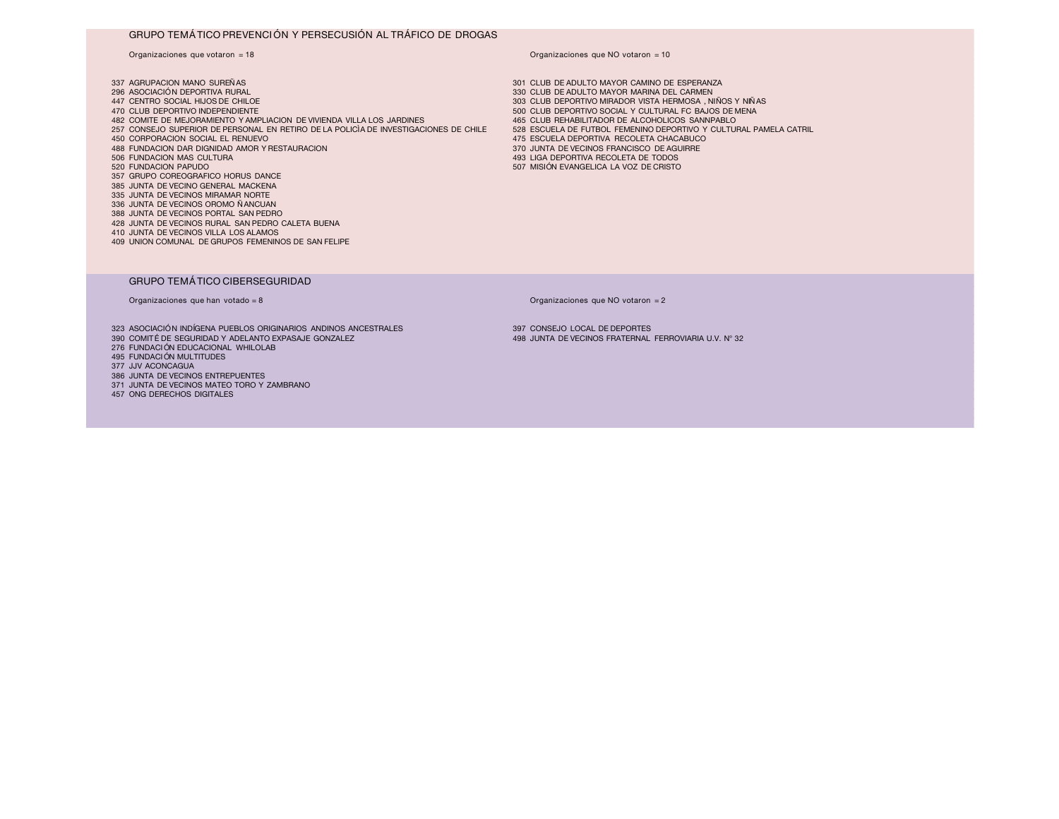## GRUPO TEMÁTICO PREVENCIÓN Y PERSECUSIÓN AL TRÁFICO DE DROGAS

Organizaciones que votaron = 18

337 AGRUPACION MANO SUREÑAS
296 ASOCIACIÓN DEPORTIVA RURAL
447 CENTRO SOCIAL HIJOS DE CHILOE
470 CLUB DEPORTIVO INDEPENDIENTE
482 COMITE DE MEJORAMIENTO Y AMPLIACION DE VIVIENDA VILLA LOS JARDINES
257 CONSEJO SUPERIOR DE PERSONAL EN RETIRO DE LA POLICÌA DE INVESTIGACIONES DE CHILE
450 CORPORACION SOCIAL EL RENUEVO
488 FUNDACION DAR DIGNIDAD AMOR Y RESTAURACION
506 FUNDACION MAS CULTURA
520 FUNDACION PAPUDO
357 GRUPO COREOGRAFICO HORUS DANCE
385 JUNTA DE VECINO GENERAL MACKENA
335 JUNTA DE VECINOS MIRAMAR NORTE
336 JUNTA DE VECINOS OROMO ÑANCUAN
388 JUNTA DE VECINOS PORTAL SAN PEDRO
428 JUNTA DE VECINOS RURAL SAN PEDRO CALETA BUENA
410 JUNTA DE VECINOS VILLA LOS ALAMOS
409 UNION COMUNAL DE GRUPOS FEMENINOS DE SAN FELIPE

Organizaciones que NO votaron = 10

301 CLUB DE ADULTO MAYOR CAMINO DE ESPERANZA
330 CLUB DE ADULTO MAYOR MARINA DEL CARMEN
303 CLUB DEPORTIVO MIRADOR VISTA HERMOSA , NIÑOS Y NIÑAS
500 CLUB DEPORTIVO SOCIAL Y CULTURAL FC BAJOS DE MENA
465 CLUB REHABILITADOR DE ALCOHOLICOS SANNPABLO
528 ESCUELA DE FUTBOL FEMENINO DEPORTIVO Y CULTURAL PAMELA CATRIL
475 ESCUELA DEPORTIVA RECOLETA CHACABUCO
370 JUNTA DE VECINOS FRANCISCO DE AGUIRRE
493 LIGA DEPORTIVA RECOLETA DE TODOS
507 MISIÓN EVANGELICA LA VOZ DE CRISTO

## GRUPO TEMÁTICO CIBERSEGURIDAD

Organizaciones que han votado = 8

323 ASOCIACIÓN INDÍGENA PUEBLOS ORIGINARIOS ANDINOS ANCESTRALES
390 COMITÉ DE SEGURIDAD Y ADELANTO EXPASAJE GONZALEZ
276 FUNDACIÓN EDUCACIONAL WHILOLAB
495 FUNDACIÓN MULTITUDES
377 JJV ACONCAGUA
386 JUNTA DE VECINOS ENTREPUENTES
371 JUNTA DE VECINOS MATEO TORO Y ZAMBRANO
457 ONG DERECHOS DIGITALES

Organizaciones que NO votaron = 2

397 CONSEJO LOCAL DE DEPORTES
498 JUNTA DE VECINOS FRATERNAL FERROVIARIA U.V. N° 32